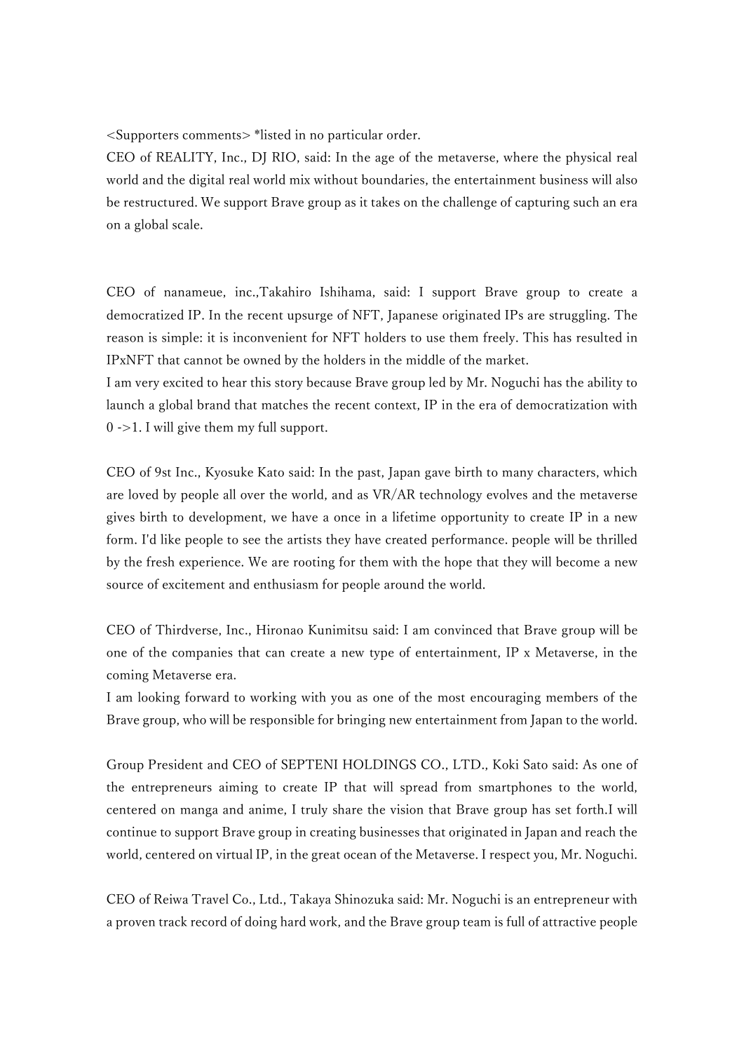<Supporters comments> *listed in no particular order.

CEO of REALITY, Inc., DJ RIO, said: In the age of the metaverse, where the physical real world and the digital real world mix without boundaries, the entertainment business will also be restructured. We support Brave group as it takes on the challenge of capturing such an era on a global scale.

CEO of nanameue, inc.,Takahiro Ishihama, said: I support Brave group to create a democratized IP. In the recent upsurge of NFT, Japanese originated IPs are struggling. The reason is simple: it is inconvenient for NFT holders to use them freely. This has resulted in IPxNFT that cannot be owned by the holders in the middle of the market.
I am very excited to hear this story because Brave group led by Mr. Noguchi has the ability to launch a global brand that matches the recent context, IP in the era of democratization with 0 ->1. I will give them my full support.

CEO of 9st Inc., Kyosuke Kato said: In the past, Japan gave birth to many characters, which are loved by people all over the world, and as VR/AR technology evolves and the metaverse gives birth to development, we have a once in a lifetime opportunity to create IP in a new form. I'd like people to see the artists they have created performance. people will be thrilled by the fresh experience. We are rooting for them with the hope that they will become a new source of excitement and enthusiasm for people around the world.

CEO of Thirdverse, Inc., Hironao Kunimitsu said: I am convinced that Brave group will be one of the companies that can create a new type of entertainment, IP x Metaverse, in the coming Metaverse era.
I am looking forward to working with you as one of the most encouraging members of the Brave group, who will be responsible for bringing new entertainment from Japan to the world.

Group President and CEO of SEPTENI HOLDINGS CO., LTD., Koki Sato said: As one of the entrepreneurs aiming to create IP that will spread from smartphones to the world, centered on manga and anime, I truly share the vision that Brave group has set forth.I will continue to support Brave group in creating businesses that originated in Japan and reach the world, centered on virtual IP, in the great ocean of the Metaverse. I respect you, Mr. Noguchi.

CEO of Reiwa Travel Co., Ltd., Takaya Shinozuka said: Mr. Noguchi is an entrepreneur with a proven track record of doing hard work, and the Brave group team is full of attractive people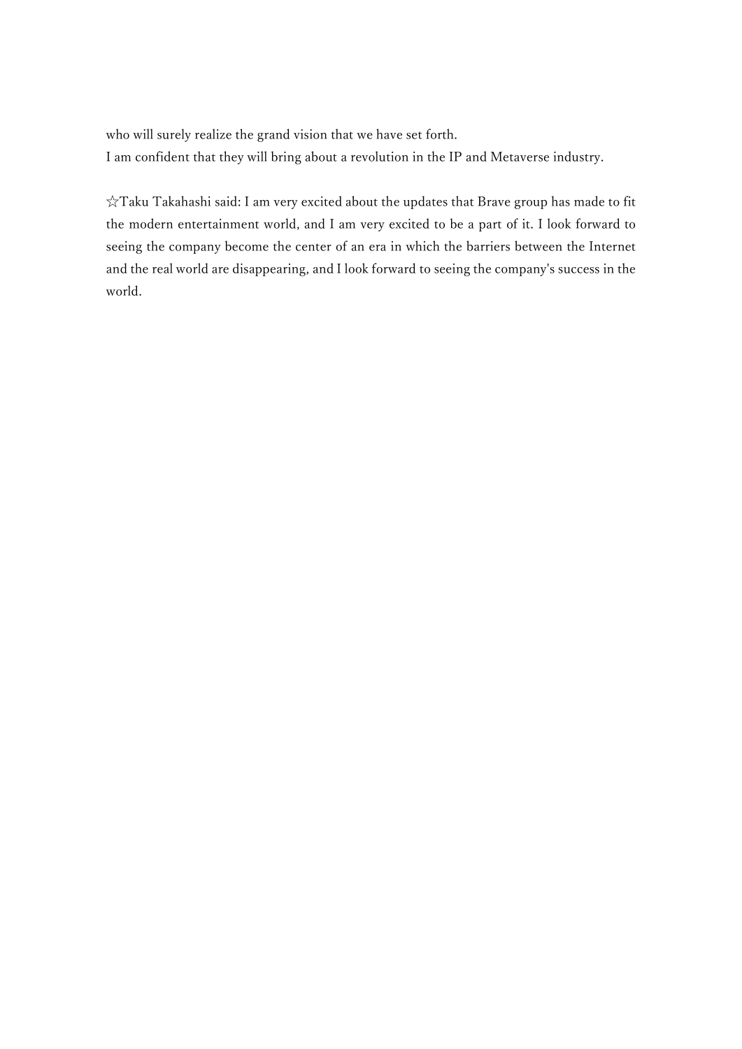who will surely realize the grand vision that we have set forth.
I am confident that they will bring about a revolution in the IP and Metaverse industry.

☆Taku Takahashi said: I am very excited about the updates that Brave group has made to fit the modern entertainment world, and I am very excited to be a part of it. I look forward to seeing the company become the center of an era in which the barriers between the Internet and the real world are disappearing, and I look forward to seeing the company's success in the world.